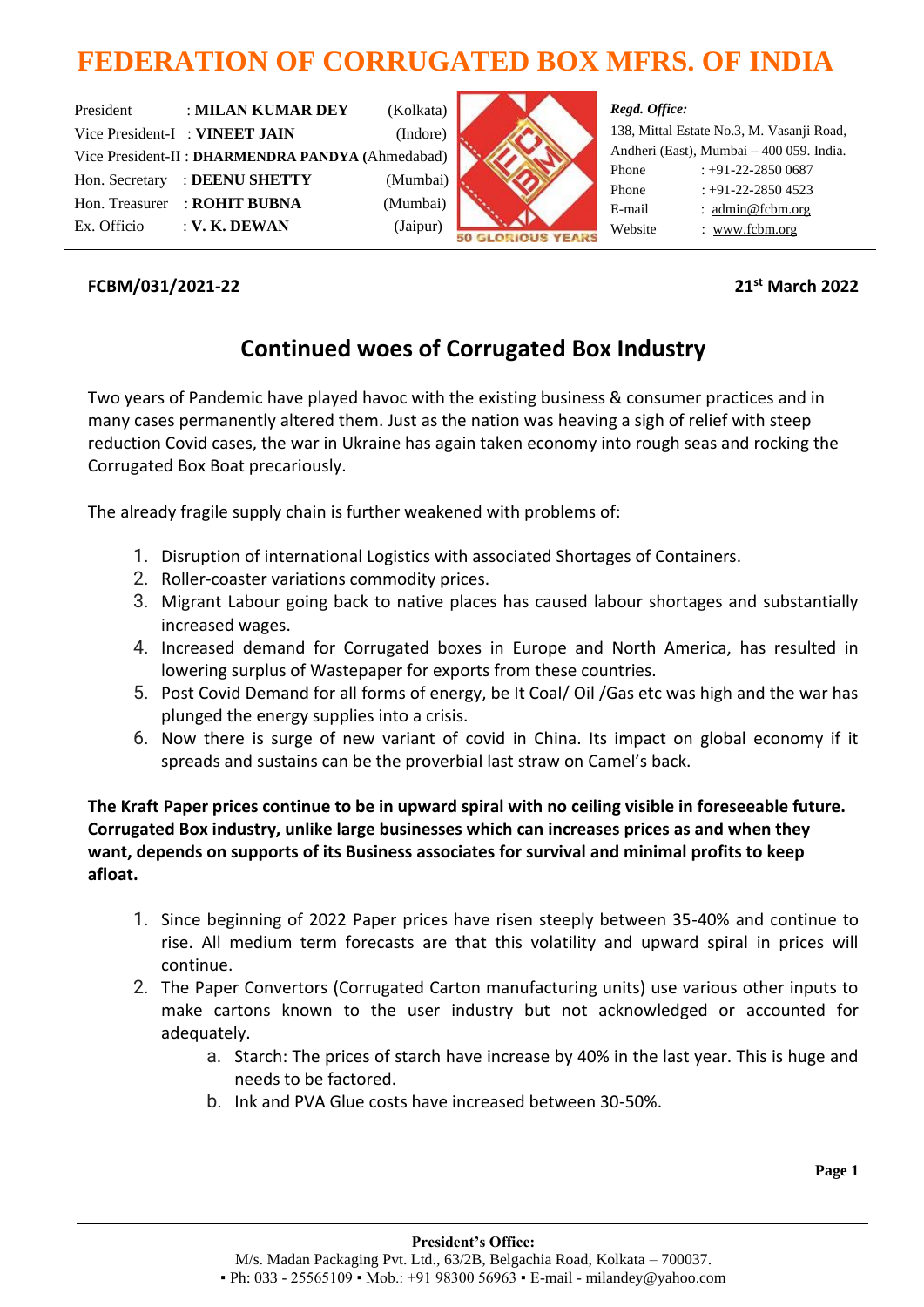# FEDERATION OF CORRUGATED BOX MFRS. OF INDIA

President : **MILAN KUMAR DEY** (Kolkata)
Vice President-I : **VINEET JAIN** (Indore)
Vice President-II : **DHARMENDRA PANDYA** (Ahmedabad)
Hon. Secretary : **DEENU SHETTY** (Mumbai)
Hon. Treasurer : **ROHIT BUBNA** (Mumbai)
Ex. Officio : **V. K. DEWAN** (Jaipur)

50 GLORIOUS YEARS

*Regd. Office:*
138, Mittal Estate No.3, M. Vasanji Road,
Andheri (East), Mumbai – 400 059. India.
Phone : +91-22-2850 0687
Phone : +91-22-2850 4523
E-mail : admin@fcbm.org
Website : www.fcbm.org

**FCBM/031/2021-22** **21st March 2022**

## Continued woes of Corrugated Box Industry

Two years of Pandemic have played havoc with the existing business & consumer practices and in many cases permanently altered them. Just as the nation was heaving a sigh of relief with steep reduction Covid cases, the war in Ukraine has again taken economy into rough seas and rocking the Corrugated Box Boat precariously.

The already fragile supply chain is further weakened with problems of:

1. Disruption of international Logistics with associated Shortages of Containers.
2. Roller-coaster variations commodity prices.
3. Migrant Labour going back to native places has caused labour shortages and substantially increased wages.
4. Increased demand for Corrugated boxes in Europe and North America, has resulted in lowering surplus of Wastepaper for exports from these countries.
5. Post Covid Demand for all forms of energy, be It Coal/ Oil /Gas etc was high and the war has plunged the energy supplies into a crisis.
6. Now there is surge of new variant of covid in China. Its impact on global economy if it spreads and sustains can be the proverbial last straw on Camel's back.

**The Kraft Paper prices continue to be in upward spiral with no ceiling visible in foreseeable future. Corrugated Box industry, unlike large businesses which can increases prices as and when they want, depends on supports of its Business associates for survival and minimal profits to keep afloat.**

1. Since beginning of 2022 Paper prices have risen steeply between 35-40% and continue to rise. All medium term forecasts are that this volatility and upward spiral in prices will continue.
2. The Paper Convertors (Corrugated Carton manufacturing units) use various other inputs to make cartons known to the user industry but not acknowledged or accounted for adequately.
   a. Starch: The prices of starch have increase by 40% in the last year. This is huge and needs to be factored.
   b. Ink and PVA Glue costs have increased between 30-50%.

**President's Office:**
M/s. Madan Packaging Pvt. Ltd., 63/2B, Belgachia Road, Kolkata – 700037.
▪ Ph: 033 - 25565109 ▪ Mob.: +91 98300 56963 ▪ E-mail - milandey@yahoo.com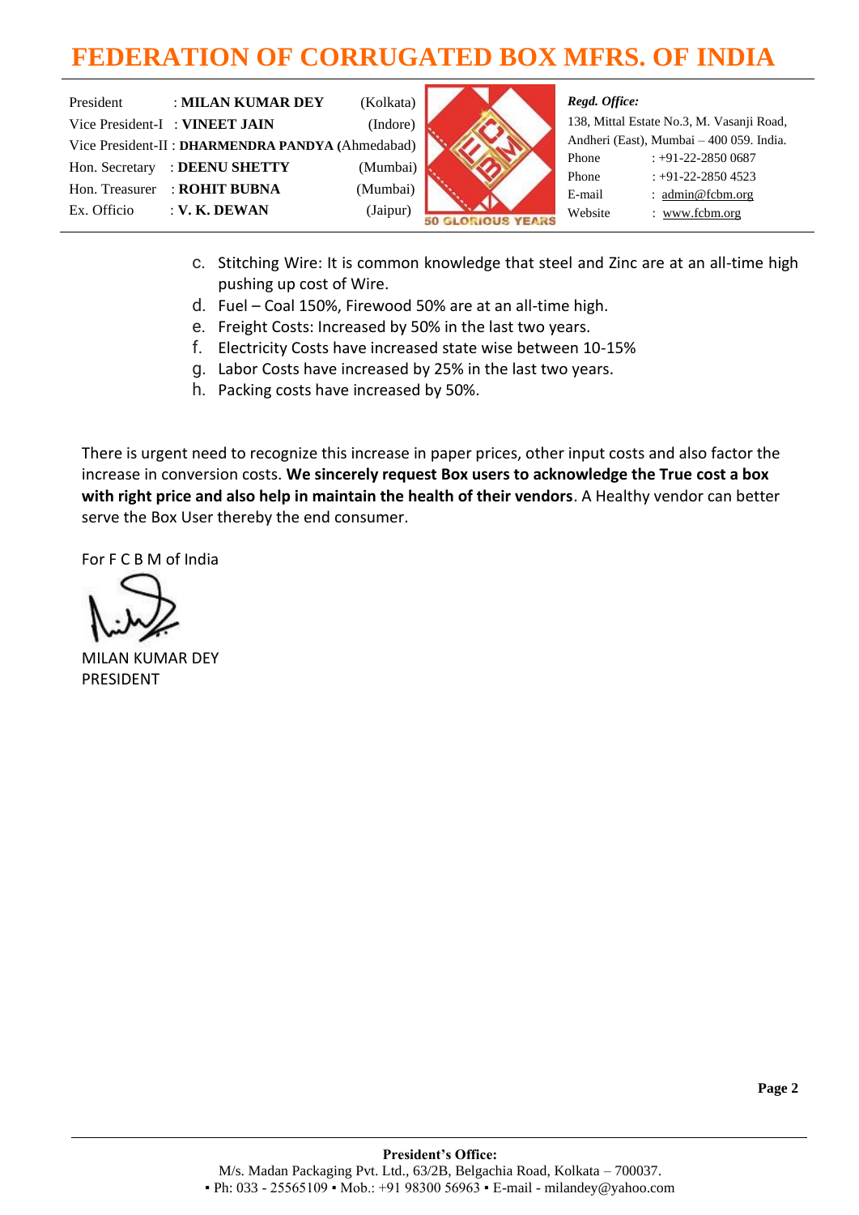c. Stitching Wire: It is common knowledge that steel and Zinc are at an all-time high pushing up cost of Wire.
d. Fuel – Coal 150%, Firewood 50% are at an all-time high.
e. Freight Costs: Increased by 50% in the last two years.
f. Electricity Costs have increased state wise between 10-15%
g. Labor Costs have increased by 25% in the last two years.
h. Packing costs have increased by 50%.

There is urgent need to recognize this increase in paper prices, other input costs and also factor the increase in conversion costs. **We sincerely request Box users to acknowledge the True cost a box with right price and also help in maintain the health of their vendors**. A Healthy vendor can better serve the Box User thereby the end consumer.

For F C B M of India

MILAN KUMAR DEY
PRESIDENT